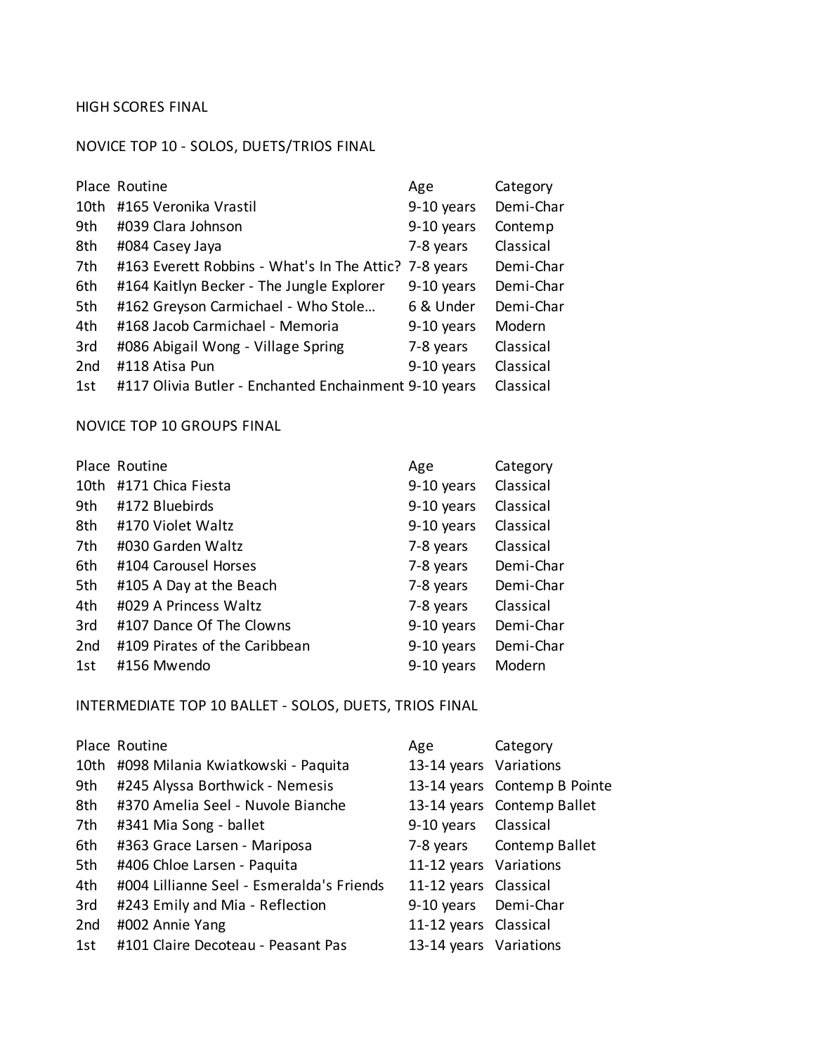# HIGH SCORES FINAL

## NOVICE TOP 10 - SOLOS, DUETS/TRIOS FINAL

| Place | Routine | Age | Category |
|---|---|---|---|
| 10th | #165 Veronika Vrastil | 9-10 years | Demi-Char |
| 9th | #039 Clara Johnson | 9-10 years | Contemp |
| 8th | #084 Casey Jaya | 7-8 years | Classical |
| 7th | #163 Everett Robbins - What's In The Attic? | 7-8 years | Demi-Char |
| 6th | #164 Kaitlyn Becker - The Jungle Explorer | 9-10 years | Demi-Char |
| 5th | #162 Greyson Carmichael - Who Stole… | 6 & Under | Demi-Char |
| 4th | #168 Jacob Carmichael - Memoria | 9-10 years | Modern |
| 3rd | #086 Abigail Wong - Village Spring | 7-8 years | Classical |
| 2nd | #118 Atisa Pun | 9-10 years | Classical |
| 1st | #117 Olivia Butler - Enchanted Enchainment | 9-10 years | Classical |

## NOVICE TOP 10 GROUPS FINAL

| Place | Routine | Age | Category |
|---|---|---|---|
| 10th | #171 Chica Fiesta | 9-10 years | Classical |
| 9th | #172 Bluebirds | 9-10 years | Classical |
| 8th | #170 Violet Waltz | 9-10 years | Classical |
| 7th | #030 Garden Waltz | 7-8 years | Classical |
| 6th | #104 Carousel Horses | 7-8 years | Demi-Char |
| 5th | #105 A Day at the Beach | 7-8 years | Demi-Char |
| 4th | #029 A Princess Waltz | 7-8 years | Classical |
| 3rd | #107 Dance Of The Clowns | 9-10 years | Demi-Char |
| 2nd | #109 Pirates of the Caribbean | 9-10 years | Demi-Char |
| 1st | #156 Mwendo | 9-10 years | Modern |

## INTERMEDIATE TOP 10 BALLET - SOLOS, DUETS, TRIOS FINAL

| Place | Routine | Age | Category |
|---|---|---|---|
| 10th | #098 Milania Kwiatkowski - Paquita | 13-14 years | Variations |
| 9th | #245 Alyssa Borthwick - Nemesis | 13-14 years | Contemp B Pointe |
| 8th | #370 Amelia Seel - Nuvole Bianche | 13-14 years | Contemp Ballet |
| 7th | #341 Mia Song - ballet | 9-10 years | Classical |
| 6th | #363 Grace Larsen - Mariposa | 7-8 years | Contemp Ballet |
| 5th | #406 Chloe Larsen - Paquita | 11-12 years | Variations |
| 4th | #004 Lillianne Seel - Esmeralda's Friends | 11-12 years | Classical |
| 3rd | #243 Emily and Mia - Reflection | 9-10 years | Demi-Char |
| 2nd | #002 Annie Yang | 11-12 years | Classical |
| 1st | #101 Claire Decoteau - Peasant Pas | 13-14 years | Variations |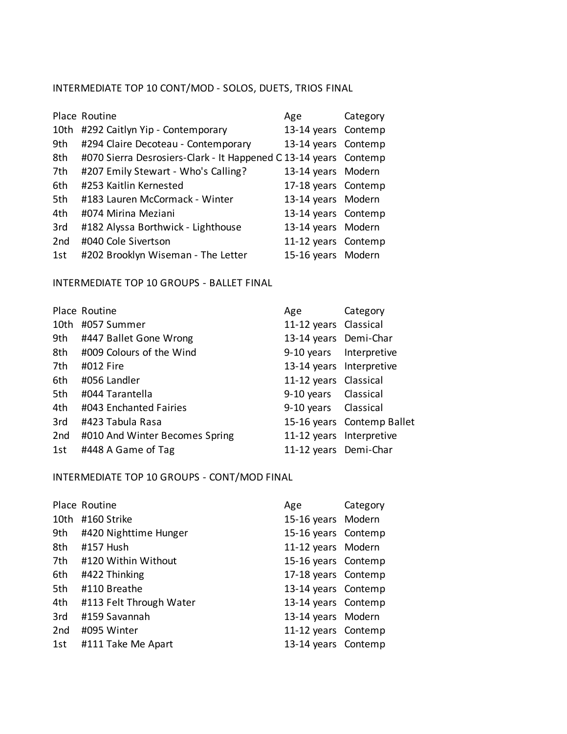## INTERMEDIATE TOP 10 CONT/MOD - SOLOS, DUETS, TRIOS FINAL

| Place | Routine | Age | Category |
|---|---|---|---|
| 10th | #292 Caitlyn Yip - Contemporary | 13-14 years | Contemp |
| 9th | #294 Claire Decoteau - Contemporary | 13-14 years | Contemp |
| 8th | #070 Sierra Desrosiers-Clark - It Happened C | 13-14 years | Contemp |
| 7th | #207 Emily Stewart - Who's Calling? | 13-14 years | Modern |
| 6th | #253 Kaitlin Kernested | 17-18 years | Contemp |
| 5th | #183 Lauren McCormack - Winter | 13-14 years | Modern |
| 4th | #074 Mirina Meziani | 13-14 years | Contemp |
| 3rd | #182 Alyssa Borthwick - Lighthouse | 13-14 years | Modern |
| 2nd | #040 Cole Sivertson | 11-12 years | Contemp |
| 1st | #202 Brooklyn Wiseman - The Letter | 15-16 years | Modern |

## INTERMEDIATE TOP 10 GROUPS - BALLET FINAL

| Place | Routine | Age | Category |
|---|---|---|---|
| 10th | #057 Summer | 11-12 years | Classical |
| 9th | #447 Ballet Gone Wrong | 13-14 years | Demi-Char |
| 8th | #009 Colours of the Wind | 9-10 years | Interpretive |
| 7th | #012 Fire | 13-14 years | Interpretive |
| 6th | #056 Landler | 11-12 years | Classical |
| 5th | #044 Tarantella | 9-10 years | Classical |
| 4th | #043 Enchanted Fairies | 9-10 years | Classical |
| 3rd | #423 Tabula Rasa | 15-16 years | Contemp Ballet |
| 2nd | #010 And Winter Becomes Spring | 11-12 years | Interpretive |
| 1st | #448 A Game of Tag | 11-12 years | Demi-Char |

## INTERMEDIATE TOP 10 GROUPS - CONT/MOD FINAL

| Place | Routine | Age | Category |
|---|---|---|---|
| 10th | #160 Strike | 15-16 years | Modern |
| 9th | #420 Nighttime Hunger | 15-16 years | Contemp |
| 8th | #157 Hush | 11-12 years | Modern |
| 7th | #120 Within Without | 15-16 years | Contemp |
| 6th | #422 Thinking | 17-18 years | Contemp |
| 5th | #110 Breathe | 13-14 years | Contemp |
| 4th | #113 Felt Through Water | 13-14 years | Contemp |
| 3rd | #159 Savannah | 13-14 years | Modern |
| 2nd | #095 Winter | 11-12 years | Contemp |
| 1st | #111 Take Me Apart | 13-14 years | Contemp |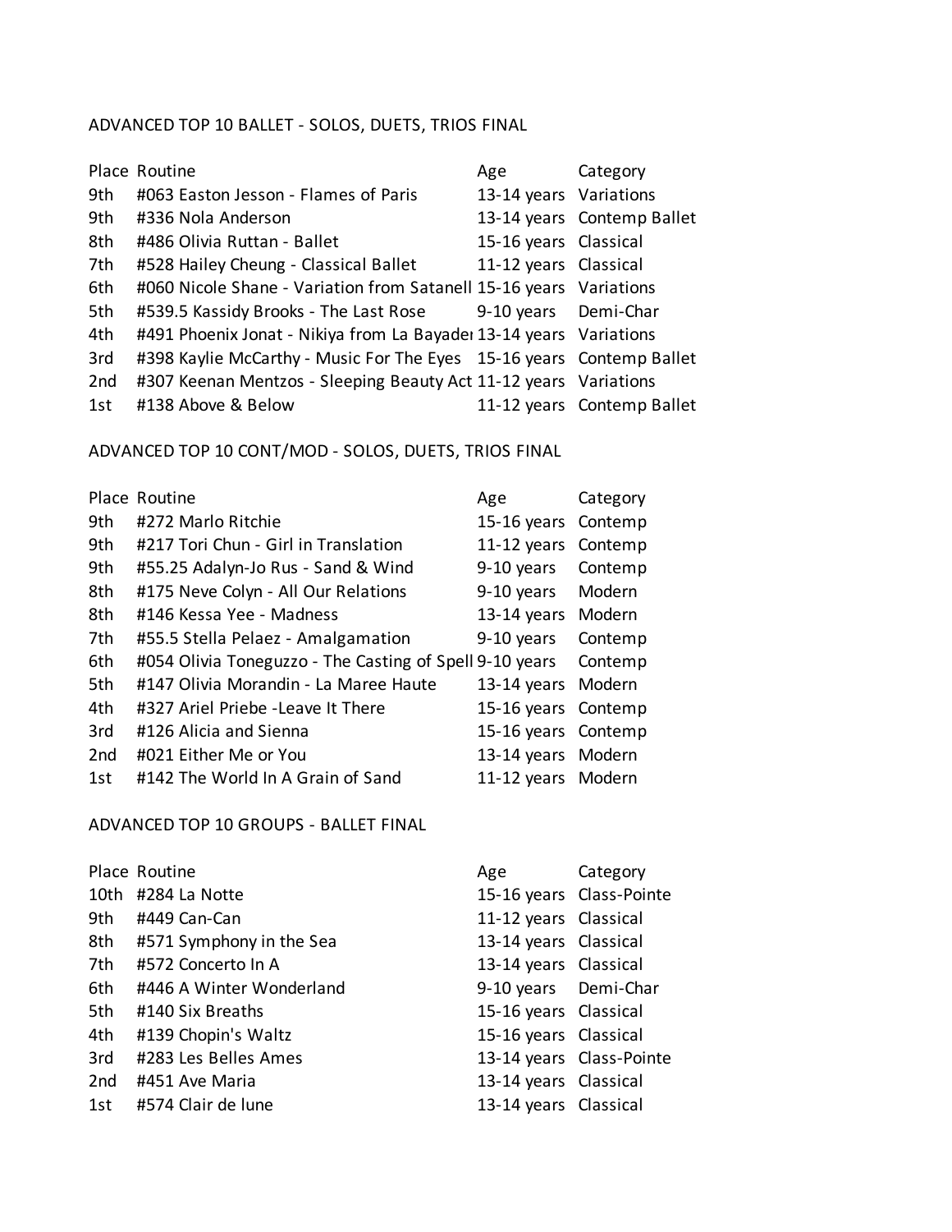ADVANCED TOP 10 BALLET - SOLOS, DUETS, TRIOS FINAL

| Place | Routine | Age | Category |
|---|---|---|---|
| 9th | #063 Easton Jesson - Flames of Paris | 13-14 years | Variations |
| 9th | #336 Nola Anderson | 13-14 years | Contemp Ballet |
| 8th | #486 Olivia Ruttan - Ballet | 15-16 years | Classical |
| 7th | #528 Hailey Cheung - Classical Ballet | 11-12 years | Classical |
| 6th | #060 Nicole Shane - Variation from Satanell | 15-16 years | Variations |
| 5th | #539.5 Kassidy Brooks - The Last Rose | 9-10 years | Demi-Char |
| 4th | #491 Phoenix Jonat - Nikiya from La Bayader | 13-14 years | Variations |
| 3rd | #398 Kaylie McCarthy - Music For The Eyes | 15-16 years | Contemp Ballet |
| 2nd | #307 Keenan Mentzos - Sleeping Beauty Act | 11-12 years | Variations |
| 1st | #138 Above & Below | 11-12 years | Contemp Ballet |

ADVANCED TOP 10 CONT/MOD - SOLOS, DUETS, TRIOS FINAL

| Place | Routine | Age | Category |
|---|---|---|---|
| 9th | #272 Marlo Ritchie | 15-16 years | Contemp |
| 9th | #217 Tori Chun - Girl in Translation | 11-12 years | Contemp |
| 9th | #55.25 Adalyn-Jo Rus - Sand & Wind | 9-10 years | Contemp |
| 8th | #175 Neve Colyn - All Our Relations | 9-10 years | Modern |
| 8th | #146 Kessa Yee - Madness | 13-14 years | Modern |
| 7th | #55.5 Stella Pelaez - Amalgamation | 9-10 years | Contemp |
| 6th | #054 Olivia Toneguzzo - The Casting of Spell | 9-10 years | Contemp |
| 5th | #147 Olivia Morandin - La Maree Haute | 13-14 years | Modern |
| 4th | #327 Ariel Priebe -Leave It There | 15-16 years | Contemp |
| 3rd | #126 Alicia and Sienna | 15-16 years | Contemp |
| 2nd | #021 Either Me or You | 13-14 years | Modern |
| 1st | #142 The World In A Grain of Sand | 11-12 years | Modern |

ADVANCED TOP 10 GROUPS - BALLET FINAL

| Place | Routine | Age | Category |
|---|---|---|---|
| 10th | #284 La Notte | 15-16 years | Class-Pointe |
| 9th | #449 Can-Can | 11-12 years | Classical |
| 8th | #571 Symphony in the Sea | 13-14 years | Classical |
| 7th | #572 Concerto In A | 13-14 years | Classical |
| 6th | #446 A Winter Wonderland | 9-10 years | Demi-Char |
| 5th | #140 Six Breaths | 15-16 years | Classical |
| 4th | #139 Chopin's Waltz | 15-16 years | Classical |
| 3rd | #283 Les Belles Ames | 13-14 years | Class-Pointe |
| 2nd | #451 Ave Maria | 13-14 years | Classical |
| 1st | #574 Clair de lune | 13-14 years | Classical |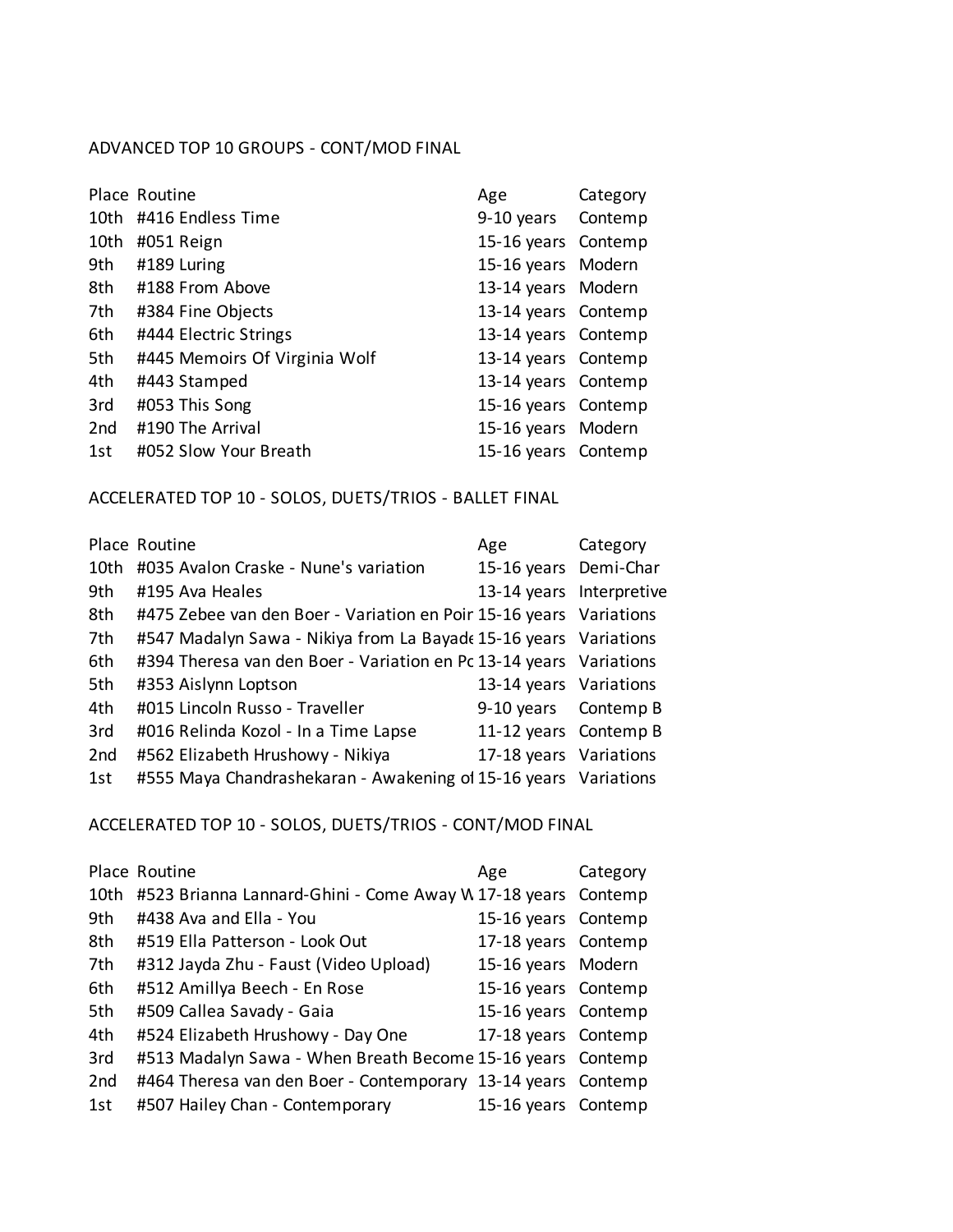ADVANCED TOP 10 GROUPS - CONT/MOD FINAL

| Place | Routine | Age | Category |
|---|---|---|---|
| 10th | #416 Endless Time | 9-10 years | Contemp |
| 10th | #051 Reign | 15-16 years | Contemp |
| 9th | #189 Luring | 15-16 years | Modern |
| 8th | #188 From Above | 13-14 years | Modern |
| 7th | #384 Fine Objects | 13-14 years | Contemp |
| 6th | #444 Electric Strings | 13-14 years | Contemp |
| 5th | #445 Memoirs Of Virginia Wolf | 13-14 years | Contemp |
| 4th | #443 Stamped | 13-14 years | Contemp |
| 3rd | #053 This Song | 15-16 years | Contemp |
| 2nd | #190 The Arrival | 15-16 years | Modern |
| 1st | #052 Slow Your Breath | 15-16 years | Contemp |

ACCELERATED TOP 10 - SOLOS, DUETS/TRIOS - BALLET FINAL

| Place | Routine | Age | Category |
|---|---|---|---|
| 10th | #035 Avalon Craske - Nune's variation | 15-16 years | Demi-Char |
| 9th | #195 Ava Heales | 13-14 years | Interpretive |
| 8th | #475 Zebee van den Boer - Variation en Poir | 15-16 years | Variations |
| 7th | #547 Madalyn Sawa - Nikiya from La Bayade | 15-16 years | Variations |
| 6th | #394 Theresa van den Boer - Variation en Pc | 13-14 years | Variations |
| 5th | #353 Aislynn Loptson | 13-14 years | Variations |
| 4th | #015 Lincoln Russo - Traveller | 9-10 years | Contemp B |
| 3rd | #016 Relinda Kozol - In a Time Lapse | 11-12 years | Contemp B |
| 2nd | #562 Elizabeth Hrushowy - Nikiya | 17-18 years | Variations |
| 1st | #555 Maya Chandrashekaran - Awakening of | 15-16 years | Variations |

ACCELERATED TOP 10 - SOLOS, DUETS/TRIOS - CONT/MOD FINAL

| Place | Routine | Age | Category |
|---|---|---|---|
| 10th | #523 Brianna Lannard-Ghini - Come Away W | 17-18 years | Contemp |
| 9th | #438 Ava and Ella - You | 15-16 years | Contemp |
| 8th | #519 Ella Patterson - Look Out | 17-18 years | Contemp |
| 7th | #312 Jayda Zhu - Faust (Video Upload) | 15-16 years | Modern |
| 6th | #512 Amillya Beech - En Rose | 15-16 years | Contemp |
| 5th | #509 Callea Savady - Gaia | 15-16 years | Contemp |
| 4th | #524 Elizabeth Hrushowy - Day One | 17-18 years | Contemp |
| 3rd | #513 Madalyn Sawa - When Breath Become | 15-16 years | Contemp |
| 2nd | #464 Theresa van den Boer - Contemporary | 13-14 years | Contemp |
| 1st | #507 Hailey Chan - Contemporary | 15-16 years | Contemp |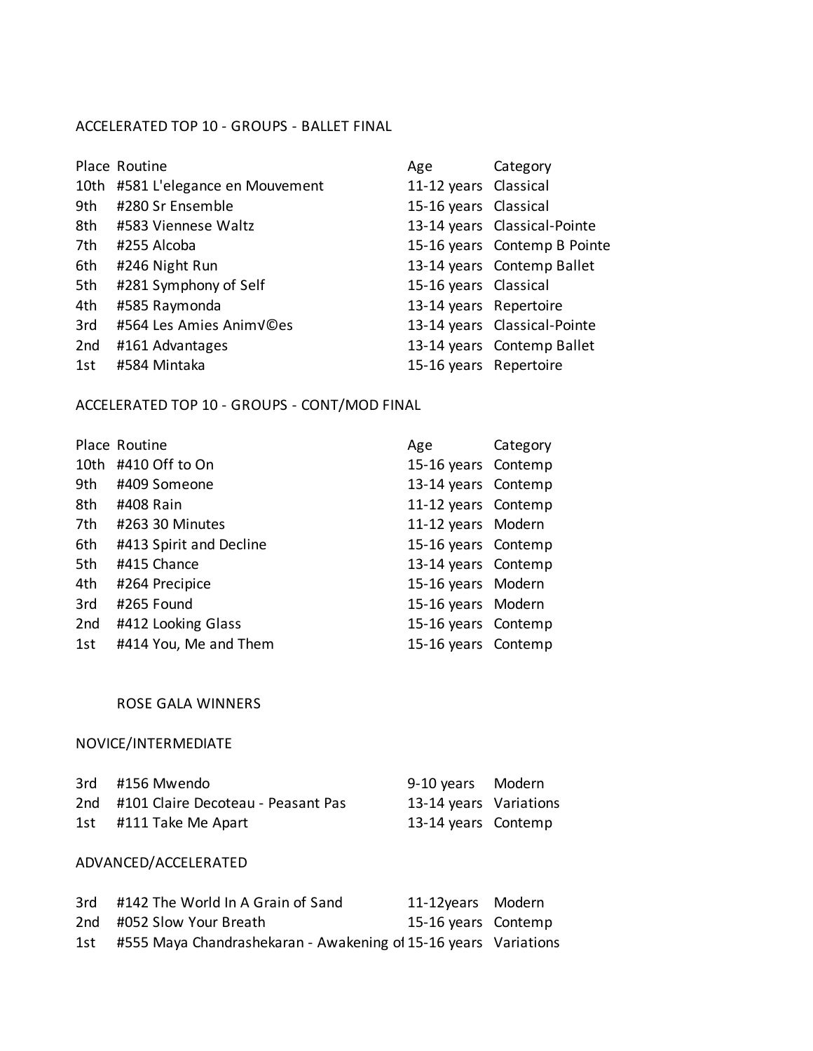## ACCELERATED TOP 10 - GROUPS - BALLET FINAL

| Place | Routine | Age | Category |
| --- | --- | --- | --- |
| 10th | #581 L'elegance en Mouvement | 11-12 years | Classical |
| 9th | #280 Sr Ensemble | 15-16 years | Classical |
| 8th | #583 Viennese Waltz | 13-14 years | Classical-Pointe |
| 7th | #255 Alcoba | 15-16 years | Contemp B Pointe |
| 6th | #246 Night Run | 13-14 years | Contemp Ballet |
| 5th | #281 Symphony of Self | 15-16 years | Classical |
| 4th | #585 Raymonda | 13-14 years | Repertoire |
| 3rd | #564 Les Amies Anim√©es | 13-14 years | Classical-Pointe |
| 2nd | #161 Advantages | 13-14 years | Contemp Ballet |
| 1st | #584 Mintaka | 15-16 years | Repertoire |

## ACCELERATED TOP 10 - GROUPS - CONT/MOD FINAL

| Place | Routine | Age | Category |
| --- | --- | --- | --- |
| 10th | #410 Off to On | 15-16 years | Contemp |
| 9th | #409 Someone | 13-14 years | Contemp |
| 8th | #408 Rain | 11-12 years | Contemp |
| 7th | #263 30 Minutes | 11-12 years | Modern |
| 6th | #413 Spirit and Decline | 15-16 years | Contemp |
| 5th | #415 Chance | 13-14 years | Contemp |
| 4th | #264 Precipice | 15-16 years | Modern |
| 3rd | #265 Found | 15-16 years | Modern |
| 2nd | #412 Looking Glass | 15-16 years | Contemp |
| 1st | #414 You, Me and Them | 15-16 years | Contemp |

## ROSE GALA WINNERS

### NOVICE/INTERMEDIATE

| Place | Routine | Age | Category |
| --- | --- | --- | --- |
| 3rd | #156 Mwendo | 9-10 years | Modern |
| 2nd | #101 Claire Decoteau - Peasant Pas | 13-14 years | Variations |
| 1st | #111 Take Me Apart | 13-14 years | Contemp |

### ADVANCED/ACCELERATED

| Place | Routine | Age | Category |
| --- | --- | --- | --- |
| 3rd | #142 The World In A Grain of Sand | 11-12years | Modern |
| 2nd | #052 Slow Your Breath | 15-16 years | Contemp |
| 1st | #555 Maya Chandrashekaran - Awakening of | 15-16 years | Variations |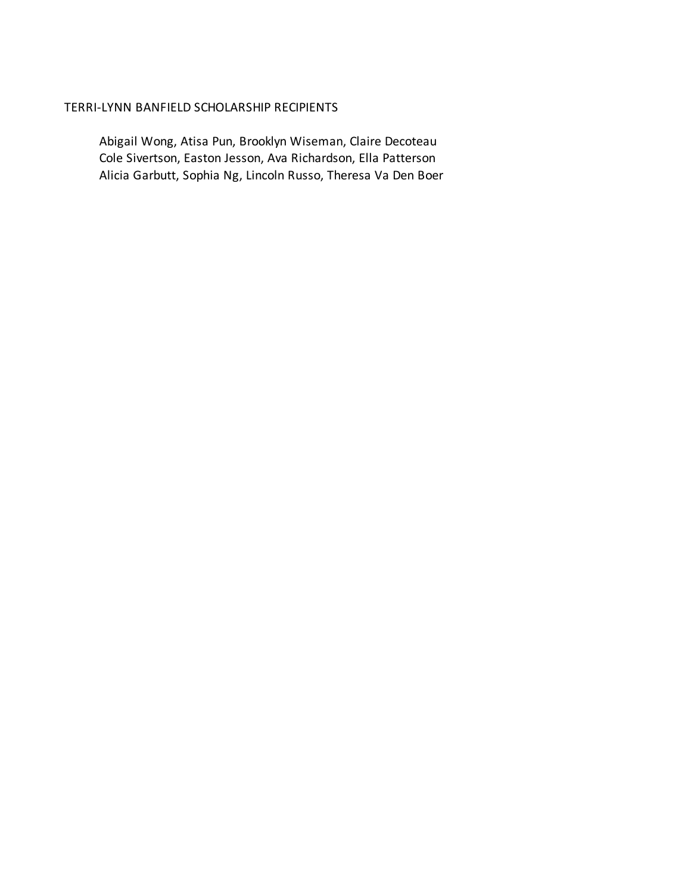TERRI-LYNN BANFIELD SCHOLARSHIP RECIPIENTS

Abigail Wong, Atisa Pun, Brooklyn Wiseman, Claire Decoteau
Cole Sivertson, Easton Jesson, Ava Richardson, Ella Patterson
Alicia Garbutt, Sophia Ng, Lincoln Russo, Theresa Va Den Boer